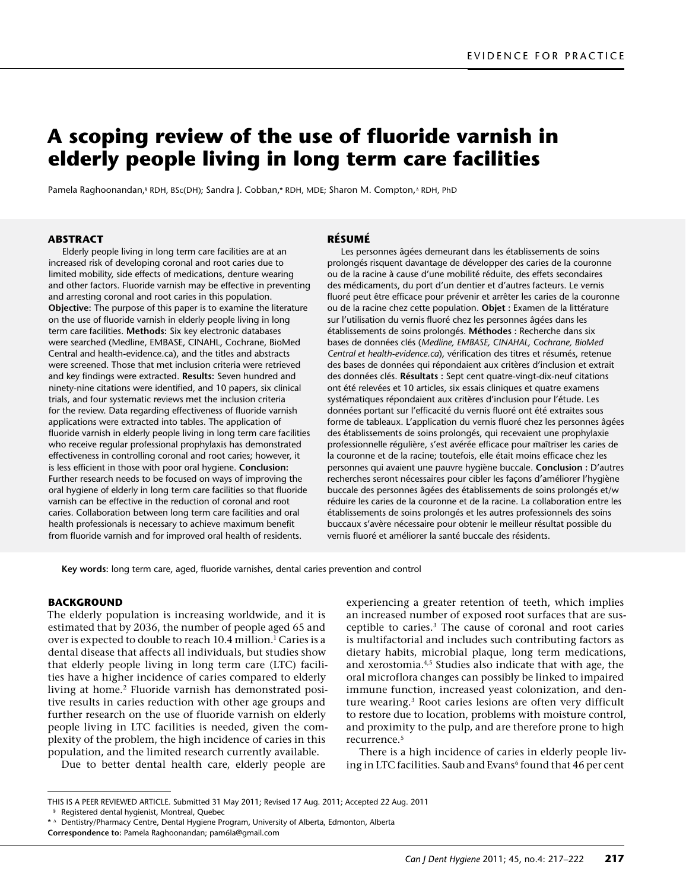# A scoping review of the use of fluoride varnish in elderly people living in long term care facilities

Pamela Raghoonandan,[§] RDH, BSc(DH); Sandra J. Cobban,[*] RDH, MDE; Sharon M. Compton,[∆] RDH, PhD

## ABSTRACT

Elderly people living in long term care facilities are at an increased risk of developing coronal and root caries due to limited mobility, side effects of medications, denture wearing and other factors. Fluoride varnish may be effective in preventing and arresting coronal and root caries in this population. **Objective:** The purpose of this paper is to examine the literature on the use of fluoride varnish in elderly people living in long term care facilities. **Methods:** Six key electronic databases were searched (Medline, EMBASE, CINAHL, Cochrane, BioMed Central and health-evidence.ca), and the titles and abstracts were screened. Those that met inclusion criteria were retrieved and key findings were extracted. **Results:** Seven hundred and ninety-nine citations were identified, and 10 papers, six clinical trials, and four systematic reviews met the inclusion criteria for the review. Data regarding effectiveness of fluoride varnish applications were extracted into tables. The application of fluoride varnish in elderly people living in long term care facilities who receive regular professional prophylaxis has demonstrated effectiveness in controlling coronal and root caries; however, it is less efficient in those with poor oral hygiene. **Conclusion:** Further research needs to be focused on ways of improving the oral hygiene of elderly in long term care facilities so that fluoride varnish can be effective in the reduction of coronal and root caries. Collaboration between long term care facilities and oral health professionals is necessary to achieve maximum benefit from fluoride varnish and for improved oral health of residents.

## RÉSUMÉ

Les personnes âgées demeurant dans les établissements de soins prolongés risquent davantage de développer des caries de la couronne ou de la racine à cause d'une mobilité réduite, des effets secondaires des médicaments, du port d'un dentier et d'autres facteurs. Le vernis fluoré peut être efficace pour prévenir et arrêter les caries de la couronne ou de la racine chez cette population. **Objet :** Examen de la littérature sur l'utilisation du vernis fluoré chez les personnes âgées dans les établissements de soins prolongés. **Méthodes :** Recherche dans six bases de données clés (*Medline, EMBASE, CINAHAL, Cochrane, BioMed Central et health-evidence.ca*), vérification des titres et résumés, retenue des bases de données qui répondaient aux critères d'inclusion et extrait des données clés. **Résultats :** Sept cent quatre-vingt-dix-neuf citations ont été relevées et 10 articles, six essais cliniques et quatre examens systématiques répondaient aux critères d'inclusion pour l'étude. Les données portant sur l'efficacité du vernis fluoré ont été extraites sous forme de tableaux. L'application du vernis fluoré chez les personnes âgées des établissements de soins prolongés, qui recevaient une prophylaxie professionnelle régulière, s'est avérée efficace pour maîtriser les caries de la couronne et de la racine; toutefois, elle était moins efficace chez les personnes qui avaient une pauvre hygiène buccale. **Conclusion :** D'autres recherches seront nécessaires pour cibler les façons d'améliorer l'hygiène buccale des personnes âgées des établissements de soins prolongés et/w réduire les caries de la couronne et de la racine. La collaboration entre les établissements de soins prolongés et les autres professionnels des soins buccaux s'avère nécessaire pour obtenir le meilleur résultat possible du vernis fluoré et améliorer la santé buccale des résidents.

**Key words:** long term care, aged, fluoride varnishes, dental caries prevention and control

## BACKGROUND

The elderly population is increasing worldwide, and it is estimated that by 2036, the number of people aged 65 and over is expected to double to reach 10.4 million.[1] Caries is a dental disease that affects all individuals, but studies show that elderly people living in long term care (LTC) facilities have a higher incidence of caries compared to elderly living at home.[2] Fluoride varnish has demonstrated positive results in caries reduction with other age groups and further research on the use of fluoride varnish on elderly people living in LTC facilities is needed, given the complexity of the problem, the high incidence of caries in this population, and the limited research currently available.

Due to better dental health care, elderly people are experiencing a greater retention of teeth, which implies an increased number of exposed root surfaces that are susceptible to caries.[3] The cause of coronal and root caries is multifactorial and includes such contributing factors as dietary habits, microbial plaque, long term medications, and xerostomia.[4,5] Studies also indicate that with age, the oral microflora changes can possibly be linked to impaired immune function, increased yeast colonization, and denture wearing.[3] Root caries lesions are often very difficult to restore due to location, problems with moisture control, and proximity to the pulp, and are therefore prone to high recurrence.[5]

There is a high incidence of caries in elderly people living in LTC facilities. Saub and Evans[6] found that 46 per cent

---

THIS IS A PEER REVIEWED ARTICLE. Submitted 31 May 2011; Revised 17 Aug. 2011; Accepted 22 Aug. 2011

§ Registered dental hygienist, Montreal, Quebec

* ∆ Dentistry/Pharmacy Centre, Dental Hygiene Program, University of Alberta, Edmonton, Alberta

**Correspondence to:** Pamela Raghoonandan; pam6la@gmail.com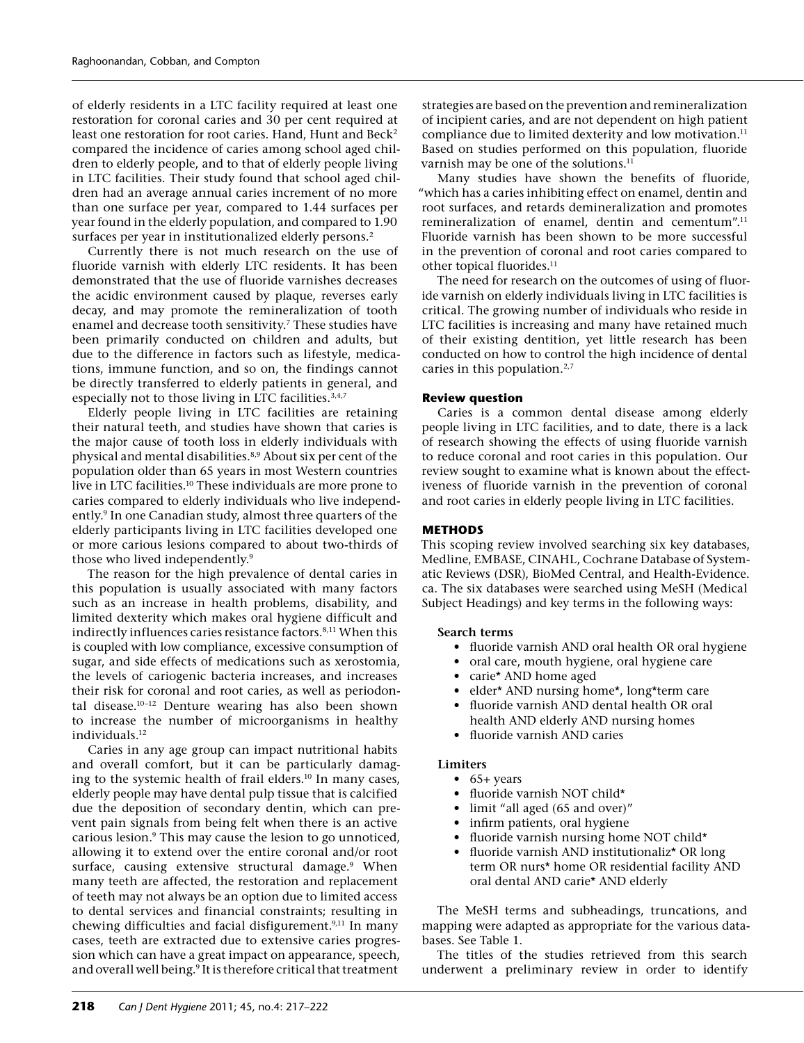of elderly residents in a LTC facility required at least one restoration for coronal caries and 30 per cent required at least one restoration for root caries. Hand, Hunt and Beck[2] compared the incidence of caries among school aged children to elderly people, and to that of elderly people living in LTC facilities. Their study found that school aged children had an average annual caries increment of no more than one surface per year, compared to 1.44 surfaces per year found in the elderly population, and compared to 1.90 surfaces per year in institutionalized elderly persons.[2]

Currently there is not much research on the use of fluoride varnish with elderly LTC residents. It has been demonstrated that the use of fluoride varnishes decreases the acidic environment caused by plaque, reverses early decay, and may promote the remineralization of tooth enamel and decrease tooth sensitivity.[7] These studies have been primarily conducted on children and adults, but due to the difference in factors such as lifestyle, medications, immune function, and so on, the findings cannot be directly transferred to elderly patients in general, and especially not to those living in LTC facilities.[3,4,7]

Elderly people living in LTC facilities are retaining their natural teeth, and studies have shown that caries is the major cause of tooth loss in elderly individuals with physical and mental disabilities.[8,9] About six per cent of the population older than 65 years in most Western countries live in LTC facilities.[10] These individuals are more prone to caries compared to elderly individuals who live independently.[9] In one Canadian study, almost three quarters of the elderly participants living in LTC facilities developed one or more carious lesions compared to about two-thirds of those who lived independently.[9]

The reason for the high prevalence of dental caries in this population is usually associated with many factors such as an increase in health problems, disability, and limited dexterity which makes oral hygiene difficult and indirectly influences caries resistance factors.[8,11] When this is coupled with low compliance, excessive consumption of sugar, and side effects of medications such as xerostomia, the levels of cariogenic bacteria increases, and increases their risk for coronal and root caries, as well as periodontal disease.[10–12] Denture wearing has also been shown to increase the number of microorganisms in healthy individuals.[12]

Caries in any age group can impact nutritional habits and overall comfort, but it can be particularly damaging to the systemic health of frail elders.[10] In many cases, elderly people may have dental pulp tissue that is calcified due the deposition of secondary dentin, which can prevent pain signals from being felt when there is an active carious lesion.[9] This may cause the lesion to go unnoticed, allowing it to extend over the entire coronal and/or root surface, causing extensive structural damage.[9] When many teeth are affected, the restoration and replacement of teeth may not always be an option due to limited access to dental services and financial constraints; resulting in chewing difficulties and facial disfigurement.[9,11] In many cases, teeth are extracted due to extensive caries progression which can have a great impact on appearance, speech, and overall well being.[9] It is therefore critical that treatment strategies are based on the prevention and remineralization of incipient caries, and are not dependent on high patient compliance due to limited dexterity and low motivation.[11] Based on studies performed on this population, fluoride varnish may be one of the solutions.[11]

Many studies have shown the benefits of fluoride, "which has a caries inhibiting effect on enamel, dentin and root surfaces, and retards demineralization and promotes remineralization of enamel, dentin and cementum".[11] Fluoride varnish has been shown to be more successful in the prevention of coronal and root caries compared to other topical fluorides.[11]

The need for research on the outcomes of using of fluoride varnish on elderly individuals living in LTC facilities is critical. The growing number of individuals who reside in LTC facilities is increasing and many have retained much of their existing dentition, yet little research has been conducted on how to control the high incidence of dental caries in this population.[2,7]

### Review question

Caries is a common dental disease among elderly people living in LTC facilities, and to date, there is a lack of research showing the effects of using fluoride varnish to reduce coronal and root caries in this population. Our review sought to examine what is known about the effectiveness of fluoride varnish in the prevention of coronal and root caries in elderly people living in LTC facilities.

## METHODS

This scoping review involved searching six key databases, Medline, EMBASE, CINAHL, Cochrane Database of Systematic Reviews (DSR), BioMed Central, and Health-Evidence.ca. The six databases were searched using MeSH (Medical Subject Headings) and key terms in the following ways:

**Search terms**

- fluoride varnish AND oral health OR oral hygiene
- oral care, mouth hygiene, oral hygiene care
- carie* AND home aged
- elder* AND nursing home*, long*term care
- fluoride varnish AND dental health OR oral health AND elderly AND nursing homes
- fluoride varnish AND caries

**Limiters**

- 65+ years
- fluoride varnish NOT child*
- limit "all aged (65 and over)"
- infirm patients, oral hygiene
- fluoride varnish nursing home NOT child*
- fluoride varnish AND institutionaliz* OR long term OR nurs* home OR residential facility AND oral dental AND carie* AND elderly

The MeSH terms and subheadings, truncations, and mapping were adapted as appropriate for the various databases. See Table 1.

The titles of the studies retrieved from this search underwent a preliminary review in order to identify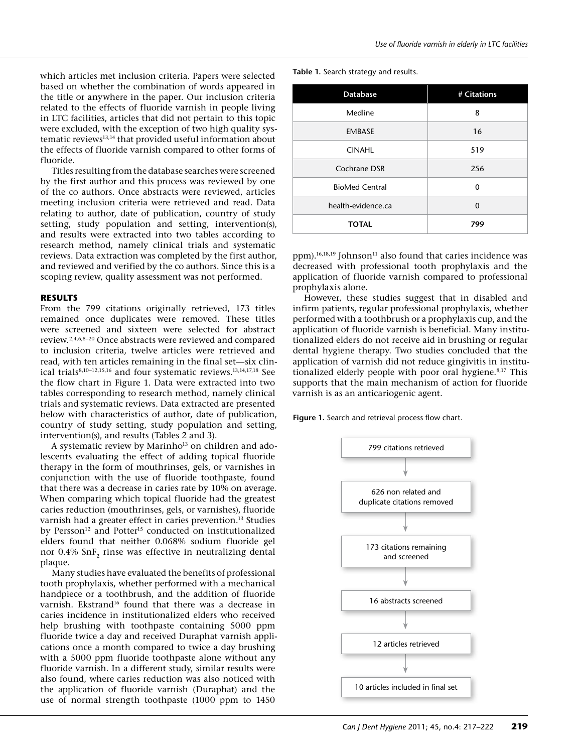which articles met inclusion criteria. Papers were selected based on whether the combination of words appeared in the title or anywhere in the paper. Our inclusion criteria related to the effects of fluoride varnish in people living in LTC facilities, articles that did not pertain to this topic were excluded, with the exception of two high quality systematic reviews[13,14] that provided useful information about the effects of fluoride varnish compared to other forms of fluoride.

Titles resulting from the database searches were screened by the first author and this process was reviewed by one of the co authors. Once abstracts were reviewed, articles meeting inclusion criteria were retrieved and read. Data relating to author, date of publication, country of study setting, study population and setting, intervention(s), and results were extracted into two tables according to research method, namely clinical trials and systematic reviews. Data extraction was completed by the first author, and reviewed and verified by the co authors. Since this is a scoping review, quality assessment was not performed.

## RESULTS

From the 799 citations originally retrieved, 173 titles remained once duplicates were removed. These titles were screened and sixteen were selected for abstract review.[2,4,6,8–20] Once abstracts were reviewed and compared to inclusion criteria, twelve articles were retrieved and read, with ten articles remaining in the final set—six clinical trials[8,10–12,15,16] and four systematic reviews.[13,14,17,18] See the flow chart in Figure 1. Data were extracted into two tables corresponding to research method, namely clinical trials and systematic reviews. Data extracted are presented below with characteristics of author, date of publication, country of study setting, study population and setting, intervention(s), and results (Tables 2 and 3).

A systematic review by Marinho[13] on children and adolescents evaluating the effect of adding topical fluoride therapy in the form of mouthrinses, gels, or varnishes in conjunction with the use of fluoride toothpaste, found that there was a decrease in caries rate by 10% on average. When comparing which topical fluoride had the greatest caries reduction (mouthrinses, gels, or varnishes), fluoride varnish had a greater effect in caries prevention.[13] Studies by Persson[12] and Potter[15] conducted on institutionalized elders found that neither 0.068% sodium fluoride gel nor 0.4% $SnF_2$ rinse was effective in neutralizing dental plaque.

Many studies have evaluated the benefits of professional tooth prophylaxis, whether performed with a mechanical handpiece or a toothbrush, and the addition of fluoride varnish. Ekstrand[16] found that there was a decrease in caries incidence in institutionalized elders who received help brushing with toothpaste containing 5000 ppm fluoride twice a day and received Duraphat varnish applications once a month compared to twice a day brushing with a 5000 ppm fluoride toothpaste alone without any fluoride varnish. In a different study, similar results were also found, where caries reduction was also noticed with the application of fluoride varnish (Duraphat) and the use of normal strength toothpaste (1000 ppm to 1450 ppm).[16,18,19] Johnson[11] also found that caries incidence was decreased with professional tooth prophylaxis and the application of fluoride varnish compared to professional prophylaxis alone.

However, these studies suggest that in disabled and infirm patients, regular professional prophylaxis, whether performed with a toothbrush or a prophylaxis cup, and the application of fluoride varnish is beneficial. Many institutionalized elders do not receive aid in brushing or regular dental hygiene therapy. Two studies concluded that the application of varnish did not reduce gingivitis in institutionalized elderly people with poor oral hygiene.[8,17] This supports that the main mechanism of action for fluoride varnish is as an anticariogenic agent.

**Table 1.** Search strategy and results.

| Database | # Citations |
|---|---|
| Medline | 8 |
| EMBASE | 16 |
| CINAHL | 519 |
| Cochrane DSR | 256 |
| BioMed Central | 0 |
| health-evidence.ca | 0 |
| **TOTAL** | **799** |

**Figure 1.** Search and retrieval process flow chart.

799 citations retrieved
→ 626 non related and duplicate citations removed
→ 173 citations remaining and screened
→ 16 abstracts screened
→ 12 articles retrieved
→ 10 articles included in final set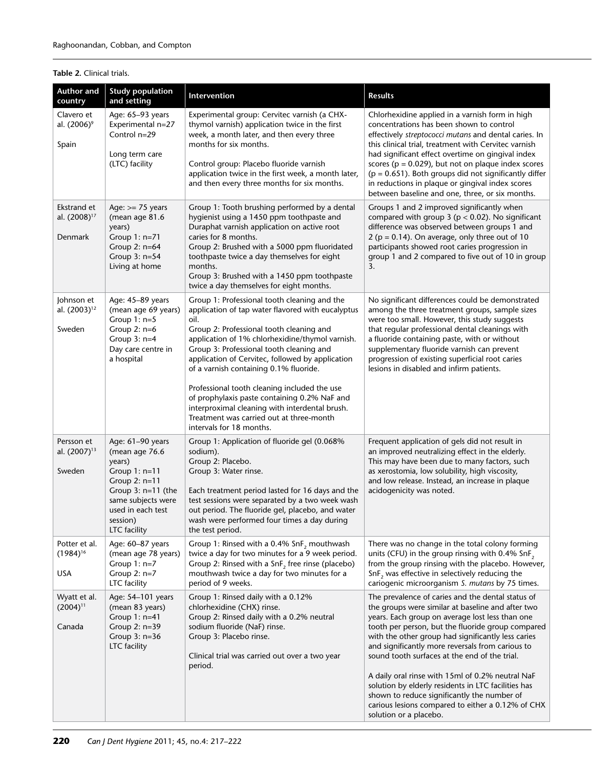**Table 2.** Clinical trials.

| Author and country | Study population and setting | Intervention | Results |
|---|---|---|---|
| Clavero et al. (2006)[9]<br><br>Spain | Age: 65–93 years<br>Experimental n=27<br>Control n=29<br><br>Long term care (LTC) facility | Experimental group: Cervitec varnish (a CHX-thymol varnish) application twice in the first week, a month later, and then every three months for six months.<br><br>Control group: Placebo fluoride varnish application twice in the first week, a month later, and then every three months for six months. | Chlorhexidine applied in a varnish form in high concentrations has been shown to control effectively *streptococci mutans* and dental caries. In this clinical trial, treatment with Cervitec varnish had significant effect overtime on gingival index scores ($p = 0.029$), but not on plaque index scores ($p = 0.651$). Both groups did not significantly differ in reductions in plaque or gingival index scores between baseline and one, three, or six months. |
| Ekstrand et al. (2008)[17]<br><br>Denmark | Age: >= 75 years (mean age 81.6 years)<br>Group 1: n=71<br>Group 2: n=64<br>Group 3: n=54<br>Living at home | Group 1: Tooth brushing performed by a dental hygienist using a 1450 ppm toothpaste and Duraphat varnish application on active root caries for 8 months.<br>Group 2: Brushed with a 5000 ppm fluoridated toothpaste twice a day themselves for eight months.<br>Group 3: Brushed with a 1450 ppm toothpaste twice a day themselves for eight months. | Groups 1 and 2 improved significantly when compared with group 3 ($p < 0.02$). No significant difference was observed between groups 1 and 2 ($p = 0.14$). On average, only three out of 10 participants showed root caries progression in group 1 and 2 compared to five out of 10 in group 3. |
| Johnson et al. (2003)[12]<br><br>Sweden | Age: 45–89 years (mean age 69 years)<br>Group 1: n=5<br>Group 2: n=6<br>Group 3: n=4<br>Day care centre in a hospital | Group 1: Professional tooth cleaning and the application of tap water flavored with eucalyptus oil.<br>Group 2: Professional tooth cleaning and application of 1% chlorhexidine/thymol varnish.<br>Group 3: Professional tooth cleaning and application of Cervitec, followed by application of a varnish containing 0.1% fluoride.<br><br>Professional tooth cleaning included the use of prophylaxis paste containing 0.2% NaF and interproximal cleaning with interdental brush. Treatment was carried out at three-month intervals for 18 months. | No significant differences could be demonstrated among the three treatment groups, sample sizes were too small. However, this study suggests that regular professional dental cleanings with a fluoride containing paste, with or without supplementary fluoride varnish can prevent progression of existing superficial root caries lesions in disabled and infirm patients. |
| Persson et al. (2007)[13]<br><br>Sweden | Age: 61–90 years (mean age 76.6 years)<br>Group 1: n=11<br>Group 2: n=11<br>Group 3: n=11 (the same subjects were used in each test session)<br>LTC facility | Group 1: Application of fluoride gel (0.068% sodium).<br>Group 2: Placebo.<br>Group 3: Water rinse.<br><br>Each treatment period lasted for 16 days and the test sessions were separated by a two week wash out period. The fluoride gel, placebo, and water wash were performed four times a day during the test period. | Frequent application of gels did not result in an improved neutralizing effect in the elderly. This may have been due to many factors, such as xerostomia, low solubility, high viscosity, and low release. Instead, an increase in plaque acidogenicity was noted. |
| Potter et al. (1984)[16]<br><br>USA | Age: 60–87 years (mean age 78 years)<br>Group 1: n=7<br>Group 2: n=7<br>LTC facility | Group 1: Rinsed with a 0.4% $SnF_2$ mouthwash twice a day for two minutes for a 9 week period.<br>Group 2: Rinsed with a $SnF_2$ free rinse (placebo) mouthwash twice a day for two minutes for a period of 9 weeks. | There was no change in the total colony forming units (CFU) in the group rinsing with 0.4% $SnF_2$ from the group rinsing with the placebo. However, $SnF_2$ was effective in selectively reducing the cariogenic microorganism *S. mutans* by 75 times. |
| Wyatt et al. (2004)[11]<br><br>Canada | Age: 54–101 years (mean 83 years)<br>Group 1: n=41<br>Group 2: n=39<br>Group 3: n=36<br>LTC facility | Group 1: Rinsed daily with a 0.12% chlorhexidine (CHX) rinse.<br>Group 2: Rinsed daily with a 0.2% neutral sodium fluoride (NaF) rinse.<br>Group 3: Placebo rinse.<br><br>Clinical trial was carried out over a two year period. | The prevalence of caries and the dental status of the groups were similar at baseline and after two years. Each group on average lost less than one tooth per person, but the fluoride group compared with the other group had significantly less caries and significantly more reversals from carious to sound tooth surfaces at the end of the trial.<br><br>A daily oral rinse with 15ml of 0.2% neutral NaF solution by elderly residents in LTC facilities has shown to reduce significantly the number of carious lesions compared to either a 0.12% of CHX solution or a placebo. |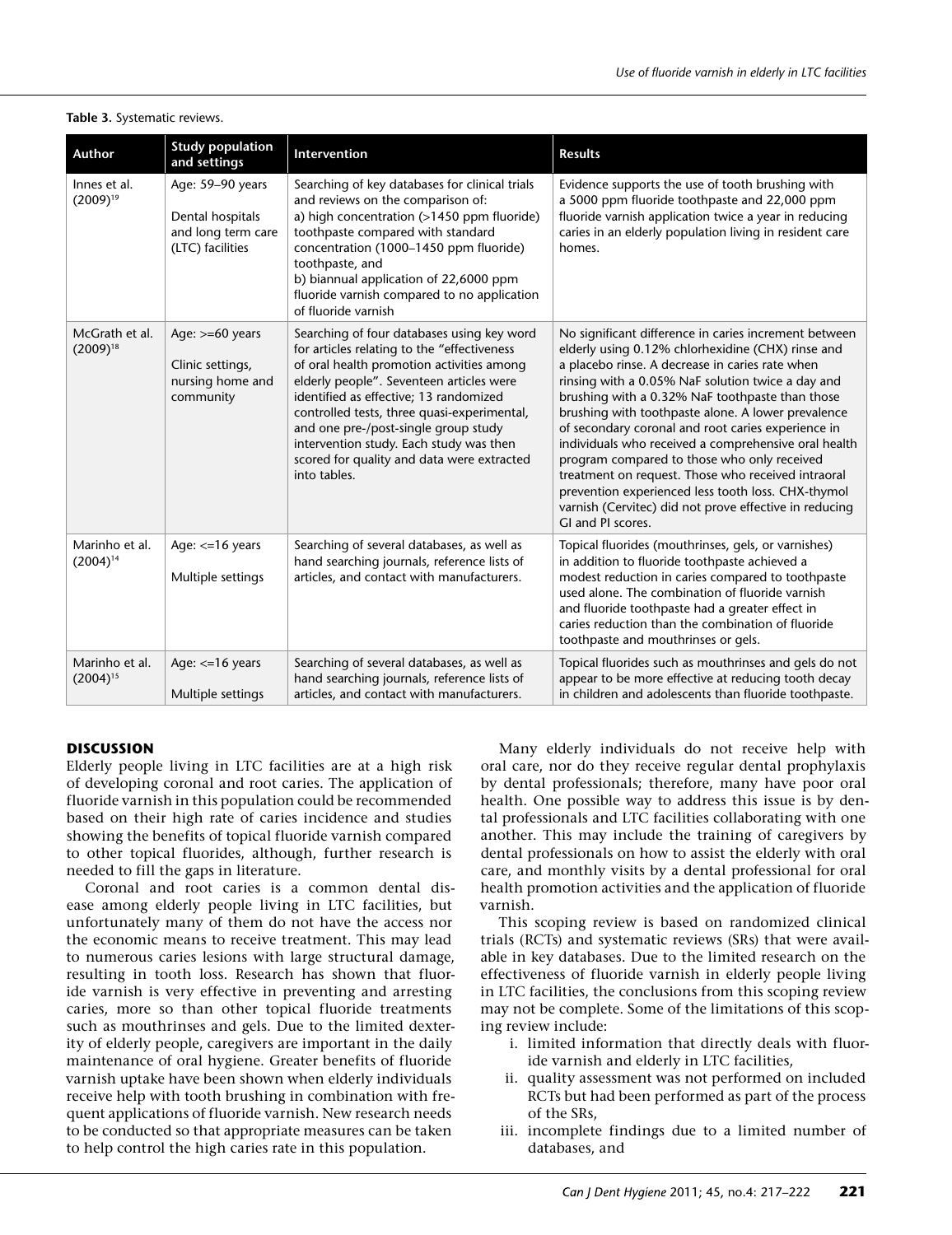**Table 3.** Systematic reviews.

| Author | Study population and settings | Intervention | Results |
|---|---|---|---|
| Innes et al. (2009)[19] | Age: 59–90 years<br><br>Dental hospitals and long term care (LTC) facilities | Searching of key databases for clinical trials and reviews on the comparison of:<br>a) high concentration (>1450 ppm fluoride) toothpaste compared with standard concentration (1000–1450 ppm fluoride) toothpaste, and<br>b) biannual application of 22,6000 ppm fluoride varnish compared to no application of fluoride varnish | Evidence supports the use of tooth brushing with a 5000 ppm fluoride toothpaste and 22,000 ppm fluoride varnish application twice a year in reducing caries in an elderly population living in resident care homes. |
| McGrath et al. (2009)[18] | Age: >=60 years<br><br>Clinic settings, nursing home and community | Searching of four databases using key word for articles relating to the "effectiveness of oral health promotion activities among elderly people". Seventeen articles were identified as effective; 13 randomized controlled tests, three quasi-experimental, and one pre-/post-single group study intervention study. Each study was then scored for quality and data were extracted into tables. | No significant difference in caries increment between elderly using 0.12% chlorhexidine (CHX) rinse and a placebo rinse. A decrease in caries rate when rinsing with a 0.05% NaF solution twice a day and brushing with a 0.32% NaF toothpaste than those brushing with toothpaste alone. A lower prevalence of secondary coronal and root caries experience in individuals who received a comprehensive oral health program compared to those who only received treatment on request. Those who received intraoral prevention experienced less tooth loss. CHX-thymol varnish (Cervitec) did not prove effective in reducing GI and PI scores. |
| Marinho et al. (2004)[14] | Age: <=16 years<br><br>Multiple settings | Searching of several databases, as well as hand searching journals, reference lists of articles, and contact with manufacturers. | Topical fluorides (mouthrinses, gels, or varnishes) in addition to fluoride toothpaste achieved a modest reduction in caries compared to toothpaste used alone. The combination of fluoride varnish and fluoride toothpaste had a greater effect in caries reduction than the combination of fluoride toothpaste and mouthrinses or gels. |
| Marinho et al. (2004)[15] | Age: <=16 years<br><br>Multiple settings | Searching of several databases, as well as hand searching journals, reference lists of articles, and contact with manufacturers. | Topical fluorides such as mouthrinses and gels do not appear to be more effective at reducing tooth decay in children and adolescents than fluoride toothpaste. |

## DISCUSSION

Elderly people living in LTC facilities are at a high risk of developing coronal and root caries. The application of fluoride varnish in this population could be recommended based on their high rate of caries incidence and studies showing the benefits of topical fluoride varnish compared to other topical fluorides, although, further research is needed to fill the gaps in literature.

Coronal and root caries is a common dental disease among elderly people living in LTC facilities, but unfortunately many of them do not have the access nor the economic means to receive treatment. This may lead to numerous caries lesions with large structural damage, resulting in tooth loss. Research has shown that fluoride varnish is very effective in preventing and arresting caries, more so than other topical fluoride treatments such as mouthrinses and gels. Due to the limited dexterity of elderly people, caregivers are important in the daily maintenance of oral hygiene. Greater benefits of fluoride varnish uptake have been shown when elderly individuals receive help with tooth brushing in combination with frequent applications of fluoride varnish. New research needs to be conducted so that appropriate measures can be taken to help control the high caries rate in this population.

Many elderly individuals do not receive help with oral care, nor do they receive regular dental prophylaxis by dental professionals; therefore, many have poor oral health. One possible way to address this issue is by dental professionals and LTC facilities collaborating with one another. This may include the training of caregivers by dental professionals on how to assist the elderly with oral care, and monthly visits by a dental professional for oral health promotion activities and the application of fluoride varnish.

This scoping review is based on randomized clinical trials (RCTs) and systematic reviews (SRs) that were available in key databases. Due to the limited research on the effectiveness of fluoride varnish in elderly people living in LTC facilities, the conclusions from this scoping review may not be complete. Some of the limitations of this scoping review include:

i. limited information that directly deals with fluoride varnish and elderly in LTC facilities,
ii. quality assessment was not performed on included RCTs but had been performed as part of the process of the SRs,
iii. incomplete findings due to a limited number of databases, and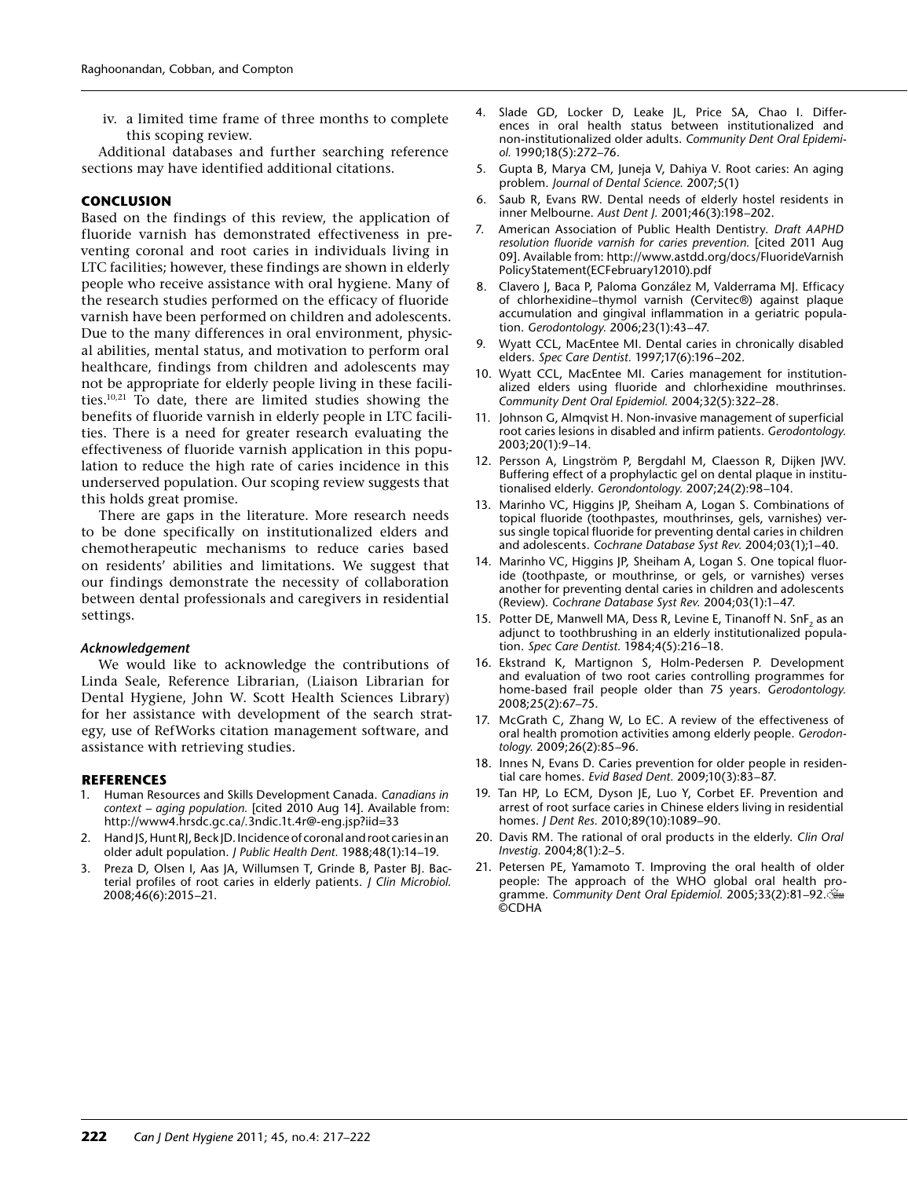iv. a limited time frame of three months to complete this scoping review.

Additional databases and further searching reference sections may have identified additional citations.

## CONCLUSION

Based on the findings of this review, the application of fluoride varnish has demonstrated effectiveness in preventing coronal and root caries in individuals living in LTC facilities; however, these findings are shown in elderly people who receive assistance with oral hygiene. Many of the research studies performed on the efficacy of fluoride varnish have been performed on children and adolescents. Due to the many differences in oral environment, physical abilities, mental status, and motivation to perform oral healthcare, findings from children and adolescents may not be appropriate for elderly people living in these facilities.[10,21] To date, there are limited studies showing the benefits of fluoride varnish in elderly people in LTC facilities. There is a need for greater research evaluating the effectiveness of fluoride varnish application in this population to reduce the high rate of caries incidence in this underserved population. Our scoping review suggests that this holds great promise.

There are gaps in the literature. More research needs to be done specifically on institutionalized elders and chemotherapeutic mechanisms to reduce caries based on residents' abilities and limitations. We suggest that our findings demonstrate the necessity of collaboration between dental professionals and caregivers in residential settings.

### *Acknowledgement*

We would like to acknowledge the contributions of Linda Seale, Reference Librarian, (Liaison Librarian for Dental Hygiene, John W. Scott Health Sciences Library) for her assistance with development of the search strategy, use of RefWorks citation management software, and assistance with retrieving studies.

## REFERENCES

1. Human Resources and Skills Development Canada. *Canadians in context – aging population.* [cited 2010 Aug 14]. Available from: http://www4.hrsdc.gc.ca/.3ndic.1t.4r@-eng.jsp?iid=33
2. Hand JS, Hunt RJ, Beck JD. Incidence of coronal and root caries in an older adult population. *J Public Health Dent.* 1988;48(1):14–19.
3. Preza D, Olsen I, Aas JA, Willumsen T, Grinde B, Paster BJ. Bacterial profiles of root caries in elderly patients. *J Clin Microbiol.* 2008;46(6):2015–21.
4. Slade GD, Locker D, Leake JL, Price SA, Chao I. Differences in oral health status between institutionalized and non-institutionalized older adults. *Community Dent Oral Epidemiol.* 1990;18(5):272–76.
5. Gupta B, Marya CM, Juneja V, Dahiya V. Root caries: An aging problem. *Journal of Dental Science.* 2007;5(1)
6. Saub R, Evans RW. Dental needs of elderly hostel residents in inner Melbourne. *Aust Dent J.* 2001;46(3):198–202.
7. American Association of Public Health Dentistry. *Draft AAPHD resolution fluoride varnish for caries prevention.* [cited 2011 Aug 09]. Available from: http://www.astdd.org/docs/FluorideVarnishPolicyStatement(ECFebruary12010).pdf
8. Clavero J, Baca P, Paloma González M, Valderrama MJ. Efficacy of chlorhexidine–thymol varnish (Cervitec®) against plaque accumulation and gingival inflammation in a geriatric population. *Gerodontology.* 2006;23(1):43–47.
9. Wyatt CCL, MacEntee MI. Dental caries in chronically disabled elders. *Spec Care Dentist.* 1997;17(6):196–202.
10. Wyatt CCL, MacEntee MI. Caries management for institutionalized elders using fluoride and chlorhexidine mouthrinses. *Community Dent Oral Epidemiol.* 2004;32(5):322–28.
11. Johnson G, Almqvist H. Non-invasive management of superficial root caries lesions in disabled and infirm patients. *Gerodontology.* 2003;20(1):9–14.
12. Persson A, Lingström P, Bergdahl M, Claesson R, Dijken JWV. Buffering effect of a prophylactic gel on dental plaque in institutionalised elderly. *Gerondontology.* 2007;24(2):98–104.
13. Marinho VC, Higgins JP, Sheiham A, Logan S. Combinations of topical fluoride (toothpastes, mouthrinses, gels, varnishes) versus single topical fluoride for preventing dental caries in children and adolescents. *Cochrane Database Syst Rev.* 2004;03(1);1–40.
14. Marinho VC, Higgins JP, Sheiham A, Logan S. One topical fluoride (toothpaste, or mouthrinse, or gels, or varnishes) verses another for preventing dental caries in children and adolescents (Review). *Cochrane Database Syst Rev.* 2004;03(1):1–47.
15. Potter DE, Manwell MA, Dess R, Levine E, Tinanoff N. $SnF_2$ as an adjunct to toothbrushing in an elderly institutionalized population. *Spec Care Dentist.* 1984;4(5):216–18.
16. Ekstrand K, Martignon S, Holm-Pedersen P. Development and evaluation of two root caries controlling programmes for home-based frail people older than 75 years. *Gerodontology.* 2008;25(2):67–75.
17. McGrath C, Zhang W, Lo EC. A review of the effectiveness of oral health promotion activities among elderly people. *Gerodontology.* 2009;26(2):85–96.
18. Innes N, Evans D. Caries prevention for older people in residential care homes. *Evid Based Dent.* 2009;10(3):83–87.
19. Tan HP, Lo ECM, Dyson JE, Luo Y, Corbet EF. Prevention and arrest of root surface caries in Chinese elders living in residential homes. *J Dent Res.* 2010;89(10):1089–90.
20. Davis RM. The rational of oral products in the elderly. *Clin Oral Investig.* 2004;8(1):2–5.
21. Petersen PE, Yamamoto T. Improving the oral health of older people: The approach of the WHO global oral health programme. *Community Dent Oral Epidemiol.* 2005;33(2):81–92.

©CDHA